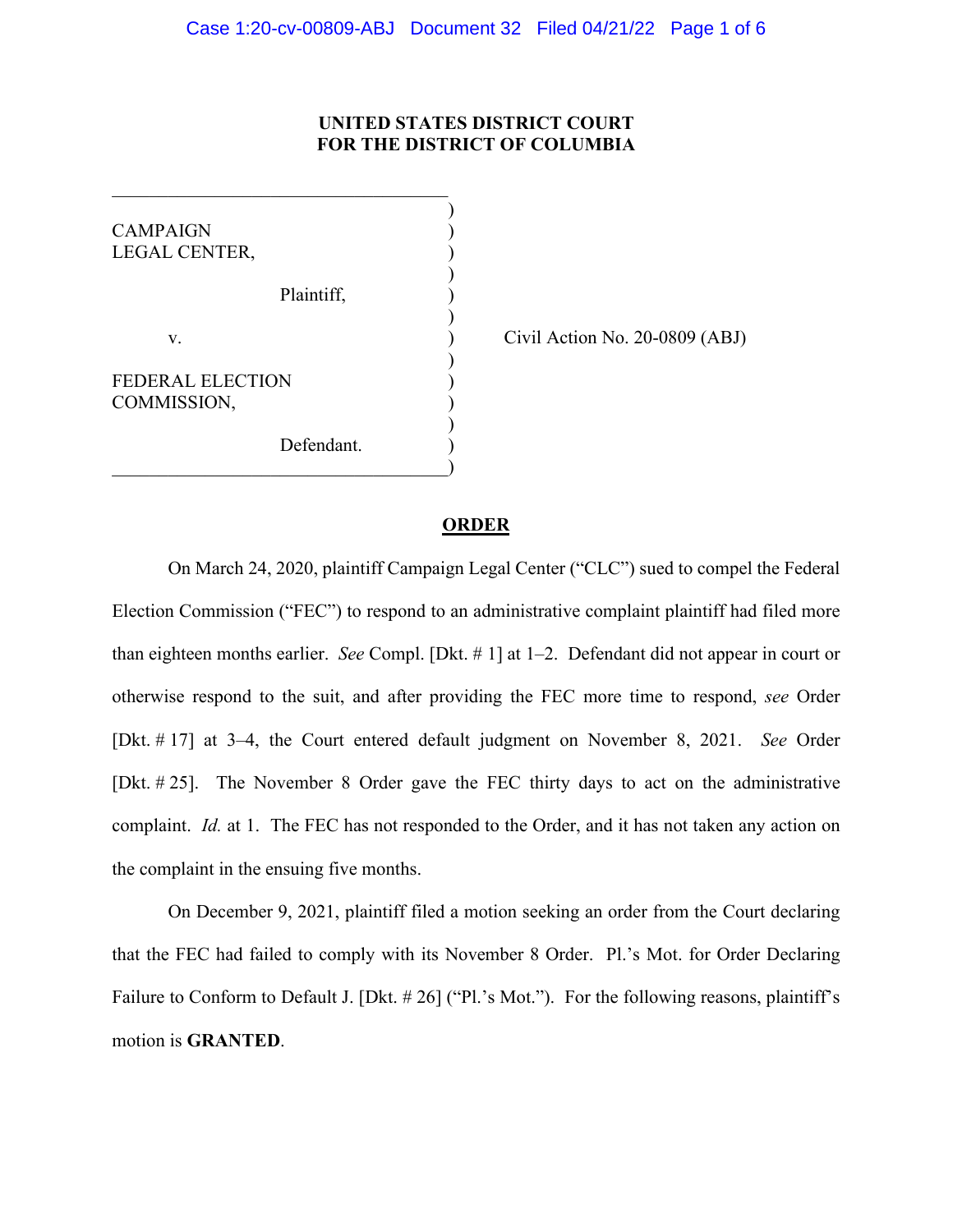**UNITED STATES DISTRICT COURT**
**FOR THE DISTRICT OF COLUMBIA**

| | |
|---|---|
| CAMPAIGN LEGAL CENTER, | |
| Plaintiff, | |
| v. | Civil Action No. 20-0809 (ABJ) |
| FEDERAL ELECTION COMMISSION, | |
| Defendant. | |

**ORDER**

On March 24, 2020, plaintiff Campaign Legal Center ("CLC") sued to compel the Federal Election Commission ("FEC") to respond to an administrative complaint plaintiff had filed more than eighteen months earlier. *See* Compl. [Dkt. # 1] at 1–2. Defendant did not appear in court or otherwise respond to the suit, and after providing the FEC more time to respond, *see* Order [Dkt. # 17] at 3–4, the Court entered default judgment on November 8, 2021. *See* Order [Dkt. # 25]. The November 8 Order gave the FEC thirty days to act on the administrative complaint. *Id.* at 1. The FEC has not responded to the Order, and it has not taken any action on the complaint in the ensuing five months.

On December 9, 2021, plaintiff filed a motion seeking an order from the Court declaring that the FEC had failed to comply with its November 8 Order. Pl.'s Mot. for Order Declaring Failure to Conform to Default J. [Dkt. # 26] ("Pl.'s Mot."). For the following reasons, plaintiff's motion is **GRANTED**.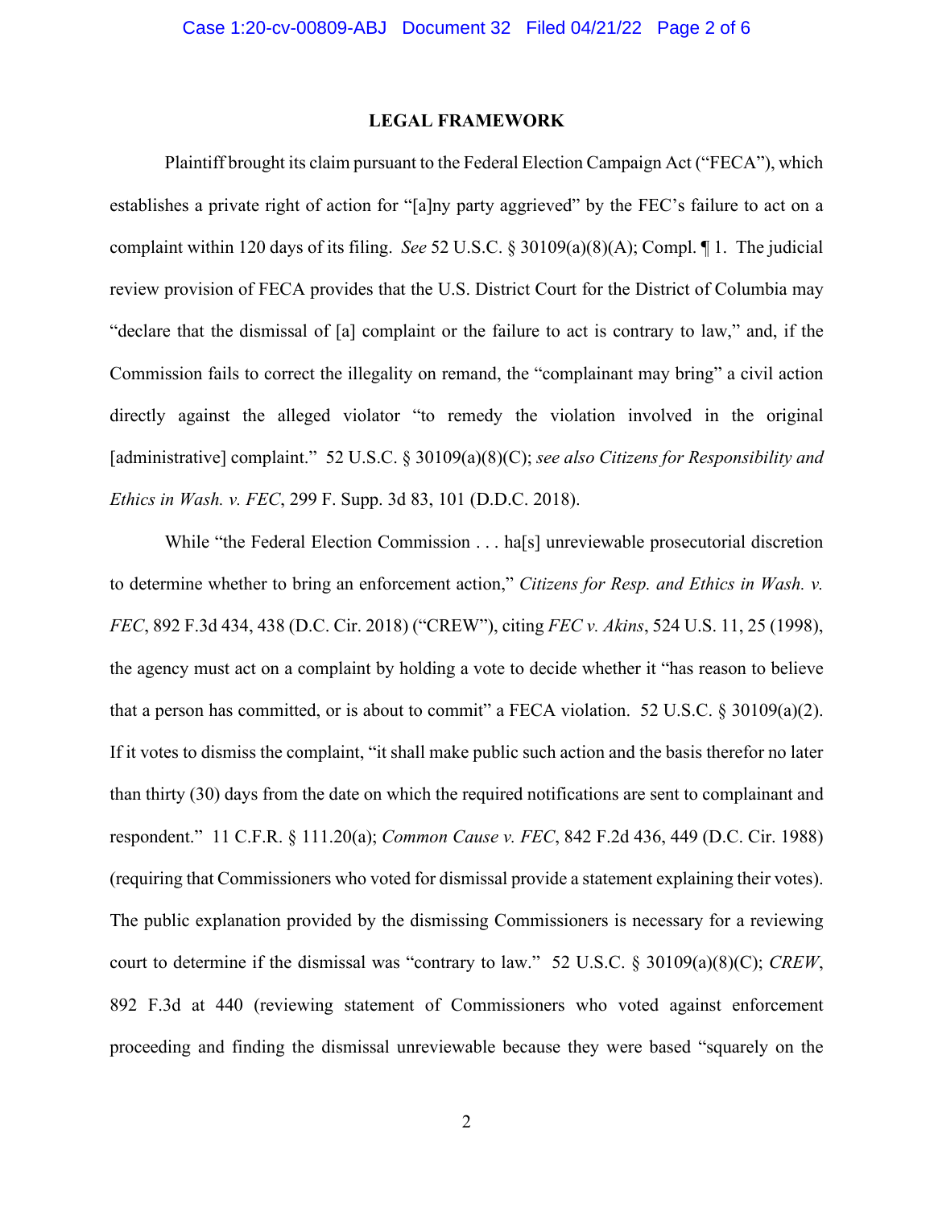## LEGAL FRAMEWORK

Plaintiff brought its claim pursuant to the Federal Election Campaign Act ("FECA"), which establishes a private right of action for "[a]ny party aggrieved" by the FEC's failure to act on a complaint within 120 days of its filing. *See* 52 U.S.C. § 30109(a)(8)(A); Compl. ¶ 1. The judicial review provision of FECA provides that the U.S. District Court for the District of Columbia may "declare that the dismissal of [a] complaint or the failure to act is contrary to law," and, if the Commission fails to correct the illegality on remand, the "complainant may bring" a civil action directly against the alleged violator "to remedy the violation involved in the original [administrative] complaint." 52 U.S.C. § 30109(a)(8)(C); *see also Citizens for Responsibility and Ethics in Wash. v. FEC*, 299 F. Supp. 3d 83, 101 (D.D.C. 2018).

While "the Federal Election Commission . . . ha[s] unreviewable prosecutorial discretion to determine whether to bring an enforcement action," *Citizens for Resp. and Ethics in Wash. v. FEC*, 892 F.3d 434, 438 (D.C. Cir. 2018) ("CREW"), citing *FEC v. Akins*, 524 U.S. 11, 25 (1998), the agency must act on a complaint by holding a vote to decide whether it "has reason to believe that a person has committed, or is about to commit" a FECA violation. 52 U.S.C. § 30109(a)(2). If it votes to dismiss the complaint, "it shall make public such action and the basis therefor no later than thirty (30) days from the date on which the required notifications are sent to complainant and respondent." 11 C.F.R. § 111.20(a); *Common Cause v. FEC*, 842 F.2d 436, 449 (D.C. Cir. 1988) (requiring that Commissioners who voted for dismissal provide a statement explaining their votes). The public explanation provided by the dismissing Commissioners is necessary for a reviewing court to determine if the dismissal was "contrary to law." 52 U.S.C. § 30109(a)(8)(C); *CREW*, 892 F.3d at 440 (reviewing statement of Commissioners who voted against enforcement proceeding and finding the dismissal unreviewable because they were based "squarely on the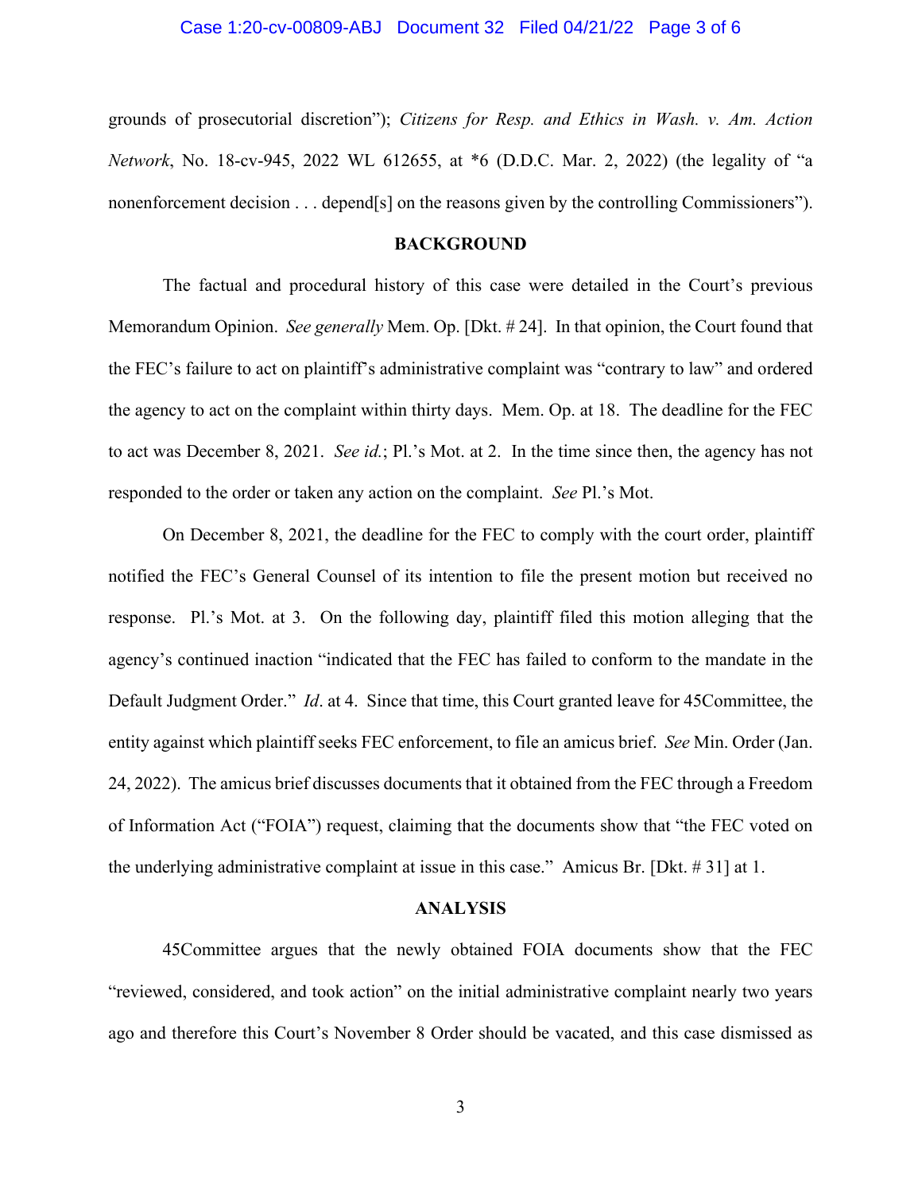grounds of prosecutorial discretion"); *Citizens for Resp. and Ethics in Wash. v. Am. Action Network*, No. 18-cv-945, 2022 WL 612655, at *6 (D.D.C. Mar. 2, 2022) (the legality of "a nonenforcement decision . . . depend[s] on the reasons given by the controlling Commissioners").

**BACKGROUND**

The factual and procedural history of this case were detailed in the Court's previous Memorandum Opinion. *See generally* Mem. Op. [Dkt. # 24]. In that opinion, the Court found that the FEC's failure to act on plaintiff's administrative complaint was "contrary to law" and ordered the agency to act on the complaint within thirty days. Mem. Op. at 18. The deadline for the FEC to act was December 8, 2021. *See id.*; Pl.'s Mot. at 2. In the time since then, the agency has not responded to the order or taken any action on the complaint. *See* Pl.'s Mot.

On December 8, 2021, the deadline for the FEC to comply with the court order, plaintiff notified the FEC's General Counsel of its intention to file the present motion but received no response. Pl.'s Mot. at 3. On the following day, plaintiff filed this motion alleging that the agency's continued inaction "indicated that the FEC has failed to conform to the mandate in the Default Judgment Order." *Id*. at 4. Since that time, this Court granted leave for 45Committee, the entity against which plaintiff seeks FEC enforcement, to file an amicus brief. *See* Min. Order (Jan. 24, 2022). The amicus brief discusses documents that it obtained from the FEC through a Freedom of Information Act ("FOIA") request, claiming that the documents show that "the FEC voted on the underlying administrative complaint at issue in this case." Amicus Br. [Dkt. # 31] at 1.

**ANALYSIS**

45Committee argues that the newly obtained FOIA documents show that the FEC "reviewed, considered, and took action" on the initial administrative complaint nearly two years ago and therefore this Court's November 8 Order should be vacated, and this case dismissed as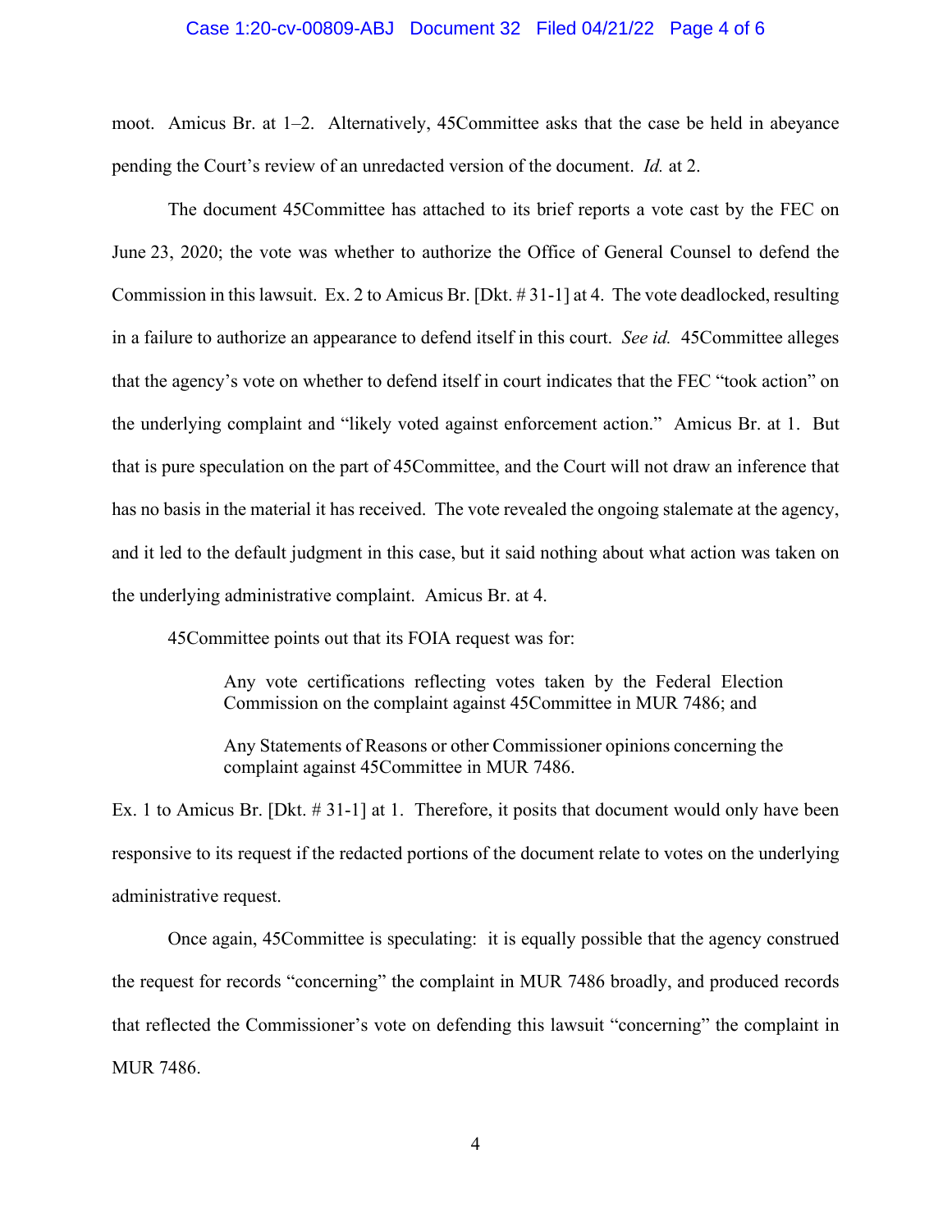moot. Amicus Br. at 1–2. Alternatively, 45Committee asks that the case be held in abeyance pending the Court's review of an unredacted version of the document. *Id.* at 2.

The document 45Committee has attached to its brief reports a vote cast by the FEC on June 23, 2020; the vote was whether to authorize the Office of General Counsel to defend the Commission in this lawsuit. Ex. 2 to Amicus Br. [Dkt. # 31-1] at 4. The vote deadlocked, resulting in a failure to authorize an appearance to defend itself in this court. *See id.* 45Committee alleges that the agency's vote on whether to defend itself in court indicates that the FEC "took action" on the underlying complaint and "likely voted against enforcement action." Amicus Br. at 1. But that is pure speculation on the part of 45Committee, and the Court will not draw an inference that has no basis in the material it has received. The vote revealed the ongoing stalemate at the agency, and it led to the default judgment in this case, but it said nothing about what action was taken on the underlying administrative complaint. Amicus Br. at 4.

45Committee points out that its FOIA request was for:

> Any vote certifications reflecting votes taken by the Federal Election Commission on the complaint against 45Committee in MUR 7486; and
>
> Any Statements of Reasons or other Commissioner opinions concerning the complaint against 45Committee in MUR 7486.

Ex. 1 to Amicus Br. [Dkt. # 31-1] at 1. Therefore, it posits that document would only have been responsive to its request if the redacted portions of the document relate to votes on the underlying administrative request.

Once again, 45Committee is speculating: it is equally possible that the agency construed the request for records "concerning" the complaint in MUR 7486 broadly, and produced records that reflected the Commissioner's vote on defending this lawsuit "concerning" the complaint in MUR 7486.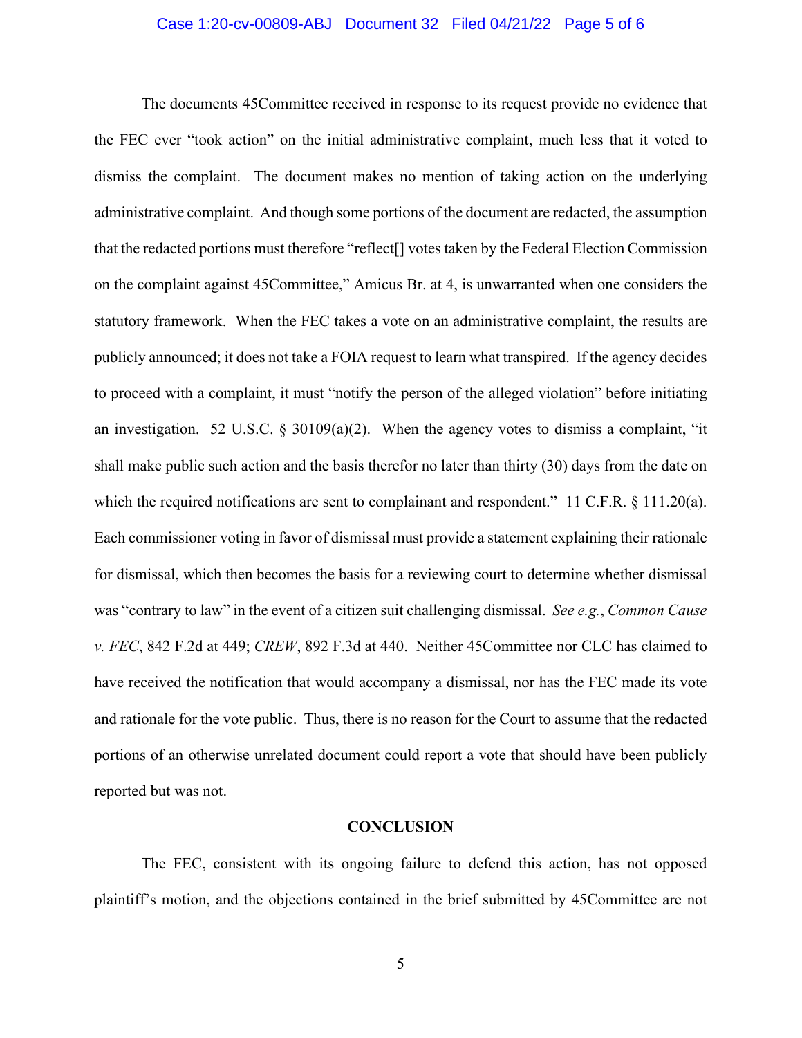The documents 45Committee received in response to its request provide no evidence that the FEC ever "took action" on the initial administrative complaint, much less that it voted to dismiss the complaint. The document makes no mention of taking action on the underlying administrative complaint. And though some portions of the document are redacted, the assumption that the redacted portions must therefore "reflect[] votes taken by the Federal Election Commission on the complaint against 45Committee," Amicus Br. at 4, is unwarranted when one considers the statutory framework. When the FEC takes a vote on an administrative complaint, the results are publicly announced; it does not take a FOIA request to learn what transpired. If the agency decides to proceed with a complaint, it must "notify the person of the alleged violation" before initiating an investigation. 52 U.S.C. § 30109(a)(2). When the agency votes to dismiss a complaint, "it shall make public such action and the basis therefor no later than thirty (30) days from the date on which the required notifications are sent to complainant and respondent." 11 C.F.R. § 111.20(a). Each commissioner voting in favor of dismissal must provide a statement explaining their rationale for dismissal, which then becomes the basis for a reviewing court to determine whether dismissal was "contrary to law" in the event of a citizen suit challenging dismissal. *See e.g.*, *Common Cause v. FEC*, 842 F.2d at 449; *CREW*, 892 F.3d at 440. Neither 45Committee nor CLC has claimed to have received the notification that would accompany a dismissal, nor has the FEC made its vote and rationale for the vote public. Thus, there is no reason for the Court to assume that the redacted portions of an otherwise unrelated document could report a vote that should have been publicly reported but was not.

**CONCLUSION**

The FEC, consistent with its ongoing failure to defend this action, has not opposed plaintiff's motion, and the objections contained in the brief submitted by 45Committee are not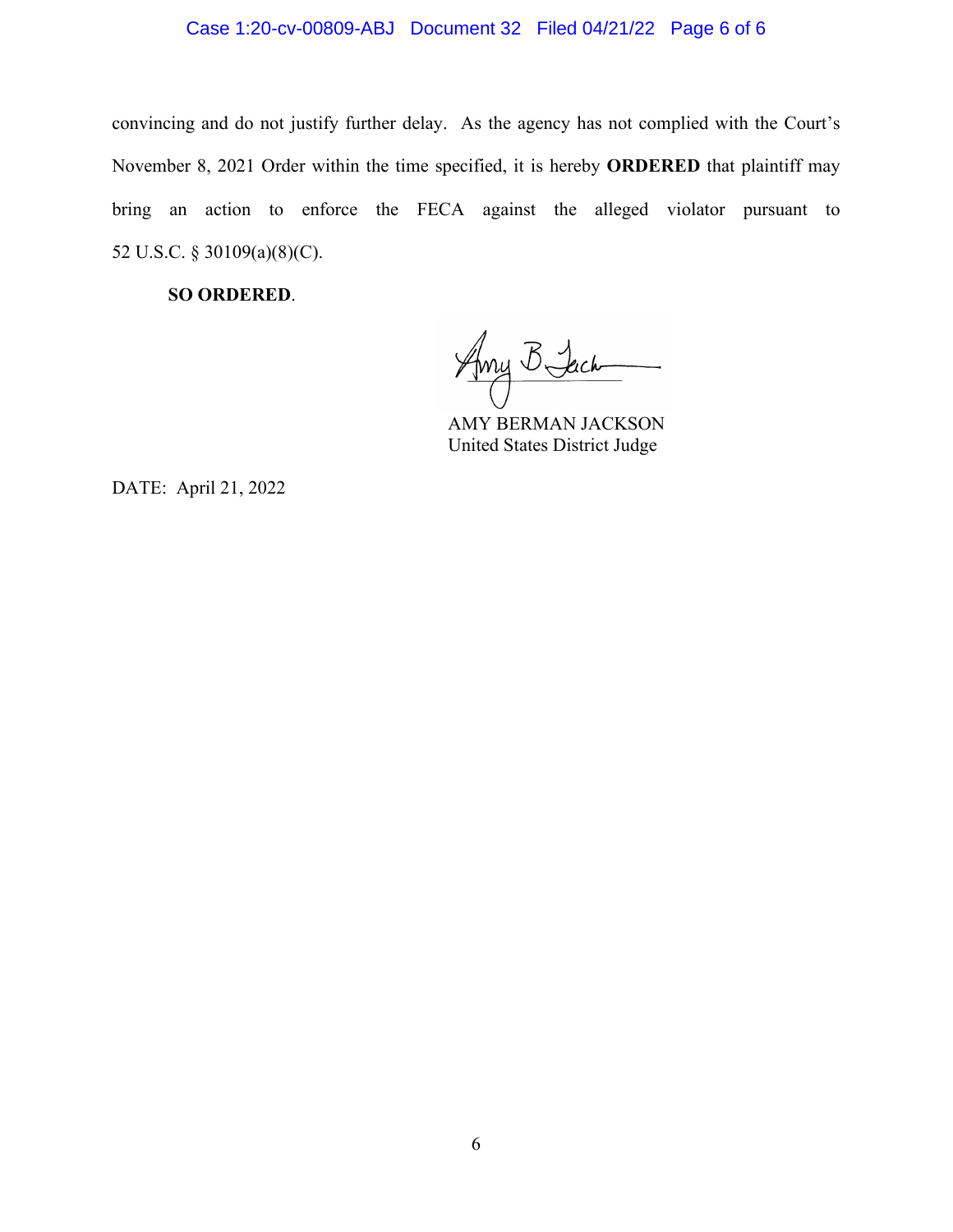convincing and do not justify further delay. As the agency has not complied with the Court's November 8, 2021 Order within the time specified, it is hereby **ORDERED** that plaintiff may bring an action to enforce the FECA against the alleged violator pursuant to 52 U.S.C. § 30109(a)(8)(C).

**SO ORDERED**.

AMY BERMAN JACKSON
United States District Judge

DATE: April 21, 2022